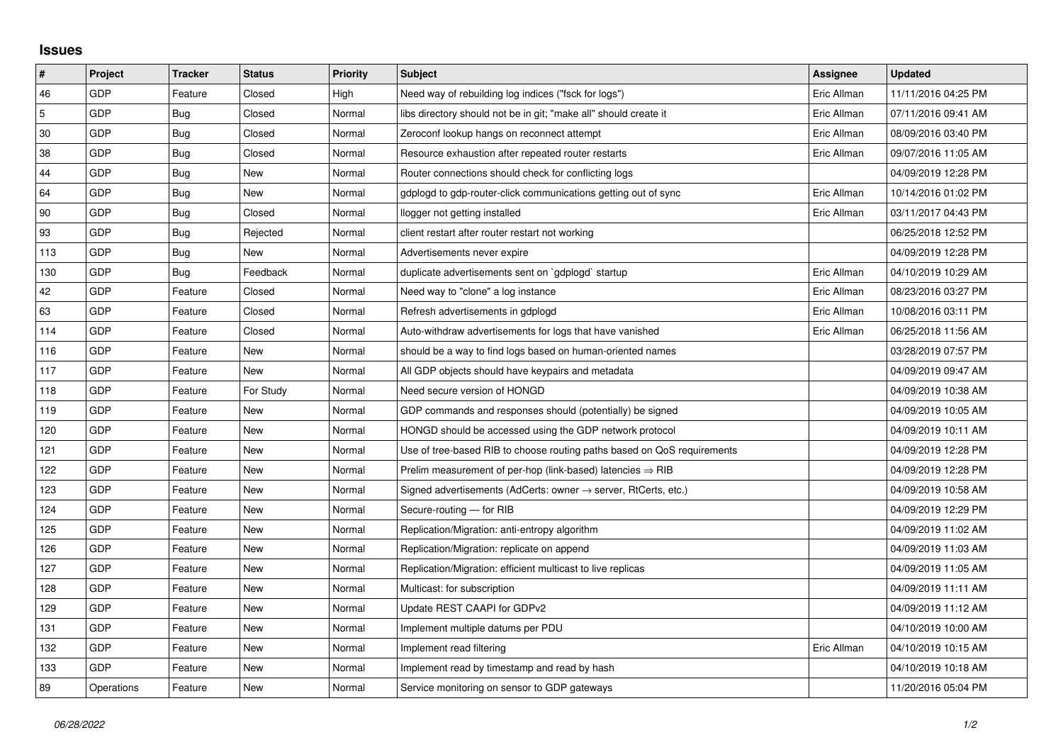## Issues

| # | Project | Tracker | Status | Priority | Subject | Assignee | Updated |
|---|---|---|---|---|---|---|---|
| 46 | GDP | Feature | Closed | High | Need way of rebuilding log indices ("fsck for logs") | Eric Allman | 11/11/2016 04:25 PM |
| 5 | GDP | Bug | Closed | Normal | libs directory should not be in git; "make all" should create it | Eric Allman | 07/11/2016 09:41 AM |
| 30 | GDP | Bug | Closed | Normal | Zeroconf lookup hangs on reconnect attempt | Eric Allman | 08/09/2016 03:40 PM |
| 38 | GDP | Bug | Closed | Normal | Resource exhaustion after repeated router restarts | Eric Allman | 09/07/2016 11:05 AM |
| 44 | GDP | Bug | New | Normal | Router connections should check for conflicting logs | | 04/09/2019 12:28 PM |
| 64 | GDP | Bug | New | Normal | gdplogd to gdp-router-click communications getting out of sync | Eric Allman | 10/14/2016 01:02 PM |
| 90 | GDP | Bug | Closed | Normal | llogger not getting installed | Eric Allman | 03/11/2017 04:43 PM |
| 93 | GDP | Bug | Rejected | Normal | client restart after router restart not working | | 06/25/2018 12:52 PM |
| 113 | GDP | Bug | New | Normal | Advertisements never expire | | 04/09/2019 12:28 PM |
| 130 | GDP | Bug | Feedback | Normal | duplicate advertisements sent on `gdplogd` startup | Eric Allman | 04/10/2019 10:29 AM |
| 42 | GDP | Feature | Closed | Normal | Need way to "clone" a log instance | Eric Allman | 08/23/2016 03:27 PM |
| 63 | GDP | Feature | Closed | Normal | Refresh advertisements in gdplogd | Eric Allman | 10/08/2016 03:11 PM |
| 114 | GDP | Feature | Closed | Normal | Auto-withdraw advertisements for logs that have vanished | Eric Allman | 06/25/2018 11:56 AM |
| 116 | GDP | Feature | New | Normal | should be a way to find logs based on human-oriented names | | 03/28/2019 07:57 PM |
| 117 | GDP | Feature | New | Normal | All GDP objects should have keypairs and metadata | | 04/09/2019 09:47 AM |
| 118 | GDP | Feature | For Study | Normal | Need secure version of HONGD | | 04/09/2019 10:38 AM |
| 119 | GDP | Feature | New | Normal | GDP commands and responses should (potentially) be signed | | 04/09/2019 10:05 AM |
| 120 | GDP | Feature | New | Normal | HONGD should be accessed using the GDP network protocol | | 04/09/2019 10:11 AM |
| 121 | GDP | Feature | New | Normal | Use of tree-based RIB to choose routing paths based on QoS requirements | | 04/09/2019 12:28 PM |
| 122 | GDP | Feature | New | Normal | Prelim measurement of per-hop (link-based) latencies ⇒ RIB | | 04/09/2019 12:28 PM |
| 123 | GDP | Feature | New | Normal | Signed advertisements (AdCerts: owner → server, RtCerts, etc.) | | 04/09/2019 10:58 AM |
| 124 | GDP | Feature | New | Normal | Secure-routing — for RIB | | 04/09/2019 12:29 PM |
| 125 | GDP | Feature | New | Normal | Replication/Migration: anti-entropy algorithm | | 04/09/2019 11:02 AM |
| 126 | GDP | Feature | New | Normal | Replication/Migration: replicate on append | | 04/09/2019 11:03 AM |
| 127 | GDP | Feature | New | Normal | Replication/Migration: efficient multicast to live replicas | | 04/09/2019 11:05 AM |
| 128 | GDP | Feature | New | Normal | Multicast: for subscription | | 04/09/2019 11:11 AM |
| 129 | GDP | Feature | New | Normal | Update REST CAAPI for GDPv2 | | 04/09/2019 11:12 AM |
| 131 | GDP | Feature | New | Normal | Implement multiple datums per PDU | | 04/10/2019 10:00 AM |
| 132 | GDP | Feature | New | Normal | Implement read filtering | Eric Allman | 04/10/2019 10:15 AM |
| 133 | GDP | Feature | New | Normal | Implement read by timestamp and read by hash | | 04/10/2019 10:18 AM |
| 89 | Operations | Feature | New | Normal | Service monitoring on sensor to GDP gateways | | 11/20/2016 05:04 PM |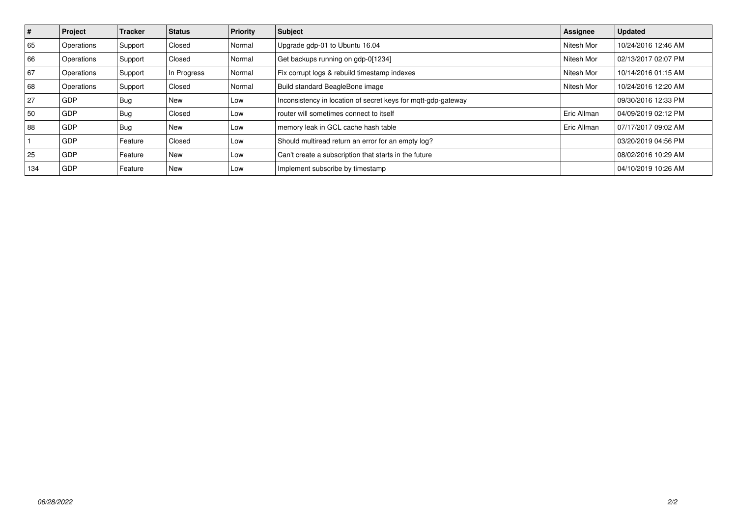| # | Project | Tracker | Status | Priority | Subject | Assignee | Updated |
|---|---|---|---|---|---|---|---|
| 65 | Operations | Support | Closed | Normal | Upgrade gdp-01 to Ubuntu 16.04 | Nitesh Mor | 10/24/2016 12:46 AM |
| 66 | Operations | Support | Closed | Normal | Get backups running on gdp-0[1234] | Nitesh Mor | 02/13/2017 02:07 PM |
| 67 | Operations | Support | In Progress | Normal | Fix corrupt logs & rebuild timestamp indexes | Nitesh Mor | 10/14/2016 01:15 AM |
| 68 | Operations | Support | Closed | Normal | Build standard BeagleBone image | Nitesh Mor | 10/24/2016 12:20 AM |
| 27 | GDP | Bug | New | Low | Inconsistency in location of secret keys for mqtt-gdp-gateway | | 09/30/2016 12:33 PM |
| 50 | GDP | Bug | Closed | Low | router will sometimes connect to itself | Eric Allman | 04/09/2019 02:12 PM |
| 88 | GDP | Bug | New | Low | memory leak in GCL cache hash table | Eric Allman | 07/17/2017 09:02 AM |
| 1 | GDP | Feature | Closed | Low | Should multiread return an error for an empty log? | | 03/20/2019 04:56 PM |
| 25 | GDP | Feature | New | Low | Can't create a subscription that starts in the future | | 08/02/2016 10:29 AM |
| 134 | GDP | Feature | New | Low | Implement subscribe by timestamp | | 04/10/2019 10:26 AM |